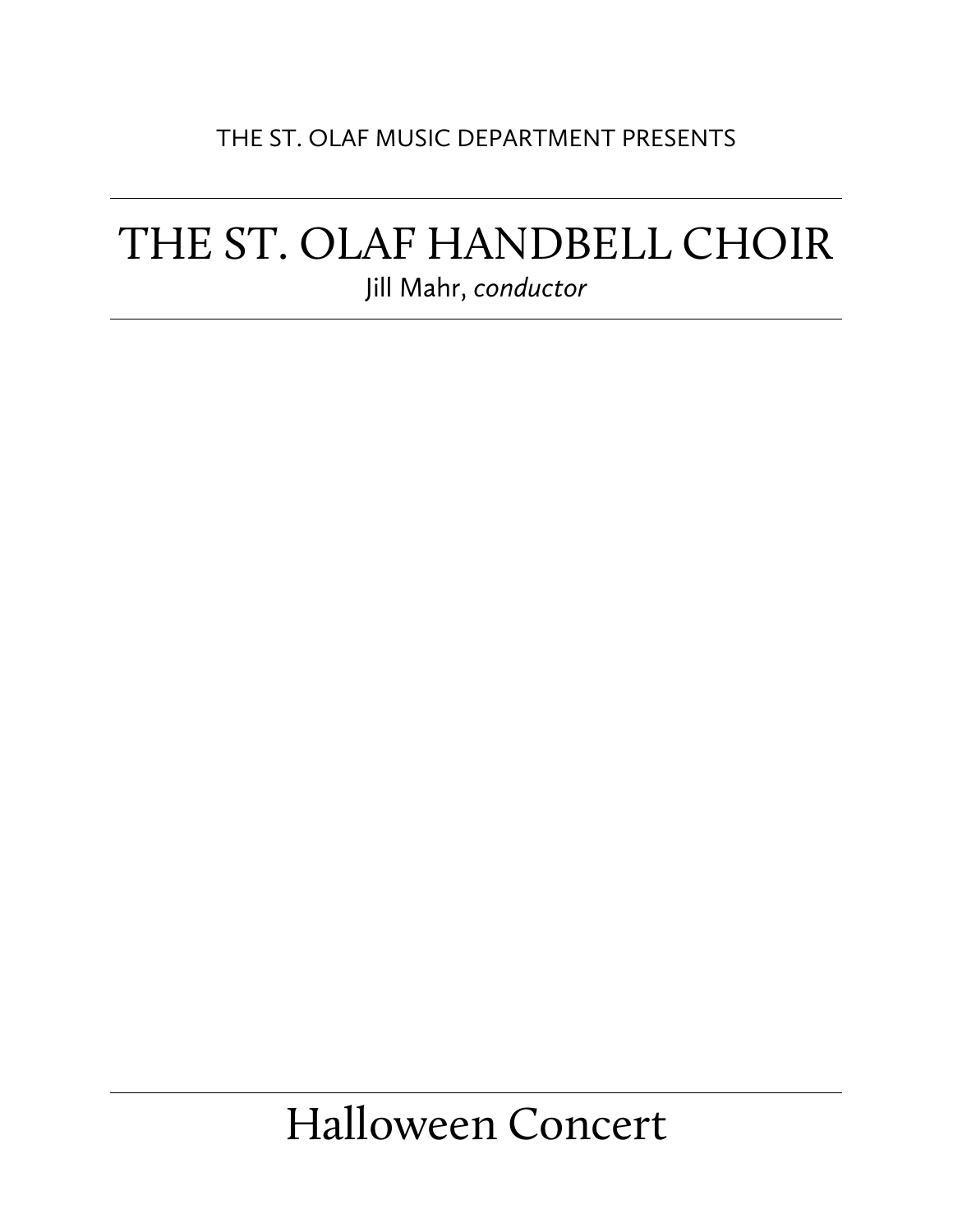THE ST. OLAF MUSIC DEPARTMENT PRESENTS

---

# THE ST. OLAF HANDBELL CHOIR

Jill Mahr, *conductor*

---

---

## Halloween Concert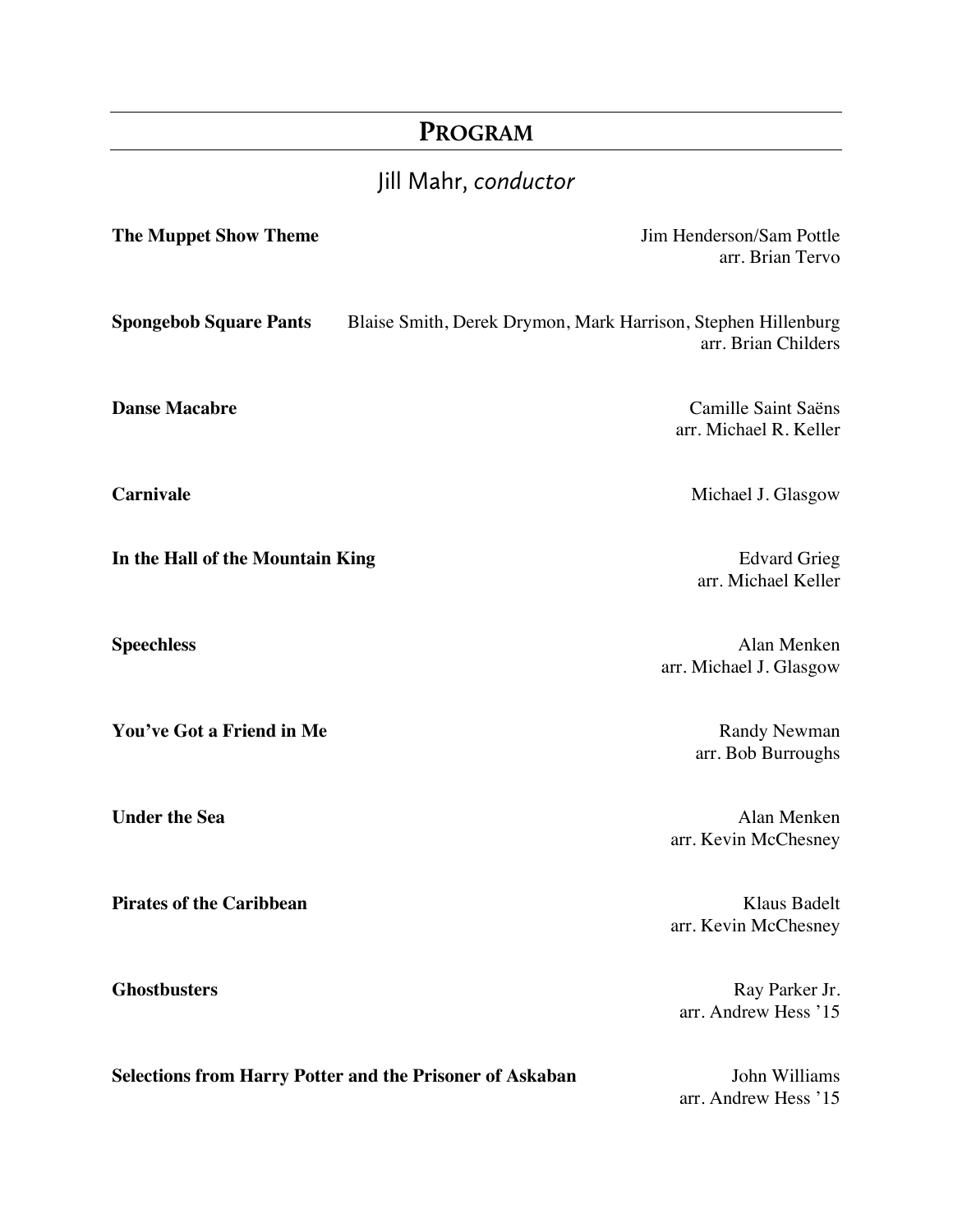## PROGRAM

Jill Mahr, *conductor*

**The Muppet Show Theme** — Jim Henderson/Sam Pottle
arr. Brian Tervo

**Spongebob Square Pants** — Blaise Smith, Derek Drymon, Mark Harrison, Stephen Hillenburg
arr. Brian Childers

**Danse Macabre** — Camille Saint Saëns
arr. Michael R. Keller

**Carnivale** — Michael J. Glasgow

**In the Hall of the Mountain King** — Edvard Grieg
arr. Michael Keller

**Speechless** — Alan Menken
arr. Michael J. Glasgow

**You've Got a Friend in Me** — Randy Newman
arr. Bob Burroughs

**Under the Sea** — Alan Menken
arr. Kevin McChesney

**Pirates of the Caribbean** — Klaus Badelt
arr. Kevin McChesney

**Ghostbusters** — Ray Parker Jr.
arr. Andrew Hess '15

**Selections from Harry Potter and the Prisoner of Askaban** — John Williams
arr. Andrew Hess '15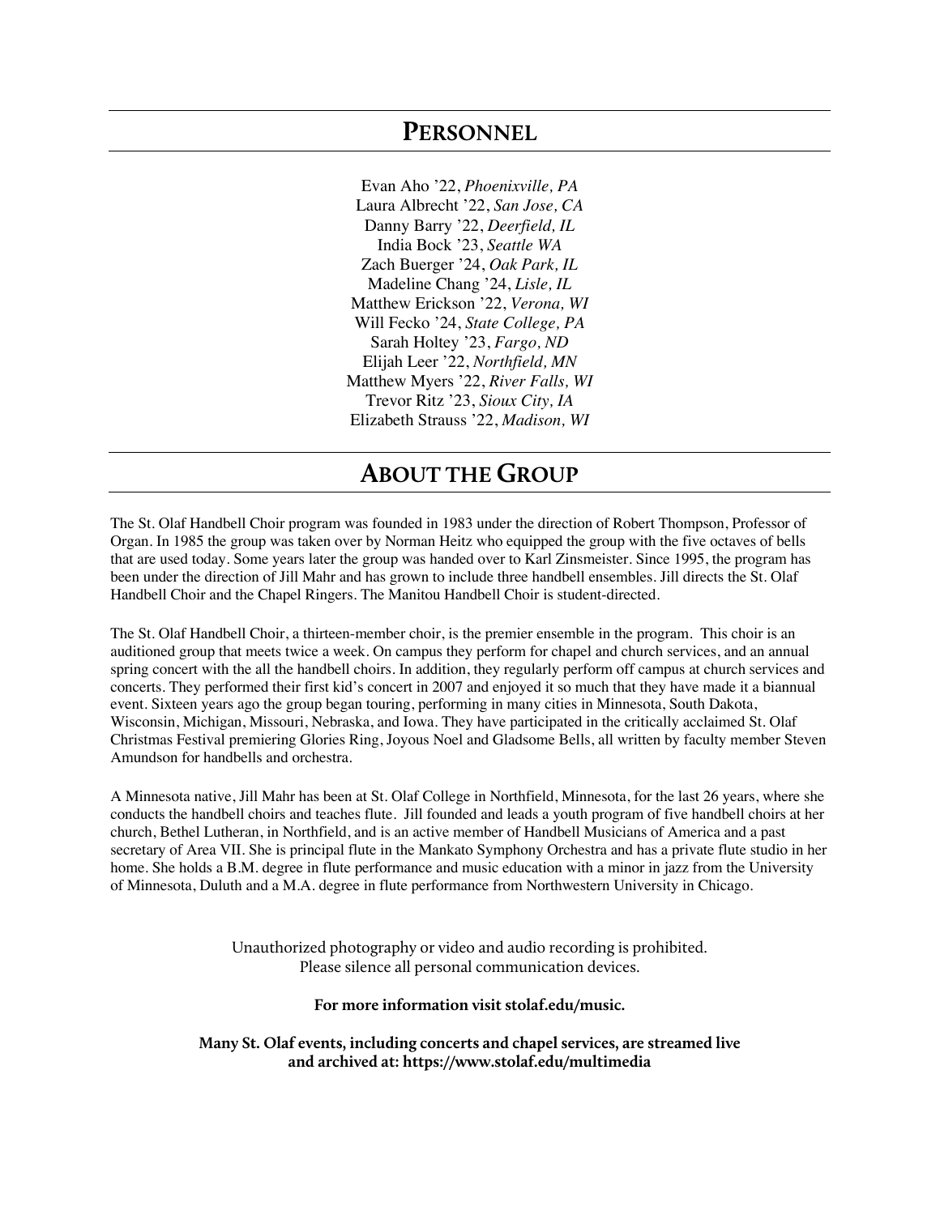## PERSONNEL

Evan Aho '22, *Phoenixville, PA*
Laura Albrecht '22, *San Jose, CA*
Danny Barry '22, *Deerfield, IL*
India Bock '23, *Seattle WA*
Zach Buerger '24, *Oak Park, IL*
Madeline Chang '24, *Lisle, IL*
Matthew Erickson '22, *Verona, WI*
Will Fecko '24, *State College, PA*
Sarah Holtey '23, *Fargo, ND*
Elijah Leer '22, *Northfield, MN*
Matthew Myers '22, *River Falls, WI*
Trevor Ritz '23, *Sioux City, IA*
Elizabeth Strauss '22, *Madison, WI*

## ABOUT THE GROUP

The St. Olaf Handbell Choir program was founded in 1983 under the direction of Robert Thompson, Professor of Organ. In 1985 the group was taken over by Norman Heitz who equipped the group with the five octaves of bells that are used today. Some years later the group was handed over to Karl Zinsmeister. Since 1995, the program has been under the direction of Jill Mahr and has grown to include three handbell ensembles. Jill directs the St. Olaf Handbell Choir and the Chapel Ringers. The Manitou Handbell Choir is student-directed.

The St. Olaf Handbell Choir, a thirteen-member choir, is the premier ensemble in the program. This choir is an auditioned group that meets twice a week. On campus they perform for chapel and church services, and an annual spring concert with the all the handbell choirs. In addition, they regularly perform off campus at church services and concerts. They performed their first kid's concert in 2007 and enjoyed it so much that they have made it a biannual event. Sixteen years ago the group began touring, performing in many cities in Minnesota, South Dakota, Wisconsin, Michigan, Missouri, Nebraska, and Iowa. They have participated in the critically acclaimed St. Olaf Christmas Festival premiering Glories Ring, Joyous Noel and Gladsome Bells, all written by faculty member Steven Amundson for handbells and orchestra.

A Minnesota native, Jill Mahr has been at St. Olaf College in Northfield, Minnesota, for the last 26 years, where she conducts the handbell choirs and teaches flute. Jill founded and leads a youth program of five handbell choirs at her church, Bethel Lutheran, in Northfield, and is an active member of Handbell Musicians of America and a past secretary of Area VII. She is principal flute in the Mankato Symphony Orchestra and has a private flute studio in her home. She holds a B.M. degree in flute performance and music education with a minor in jazz from the University of Minnesota, Duluth and a M.A. degree in flute performance from Northwestern University in Chicago.

Unauthorized photography or video and audio recording is prohibited.
Please silence all personal communication devices.

**For more information visit stolaf.edu/music.**

**Many St. Olaf events, including concerts and chapel services, are streamed live and archived at: https://www.stolaf.edu/multimedia**